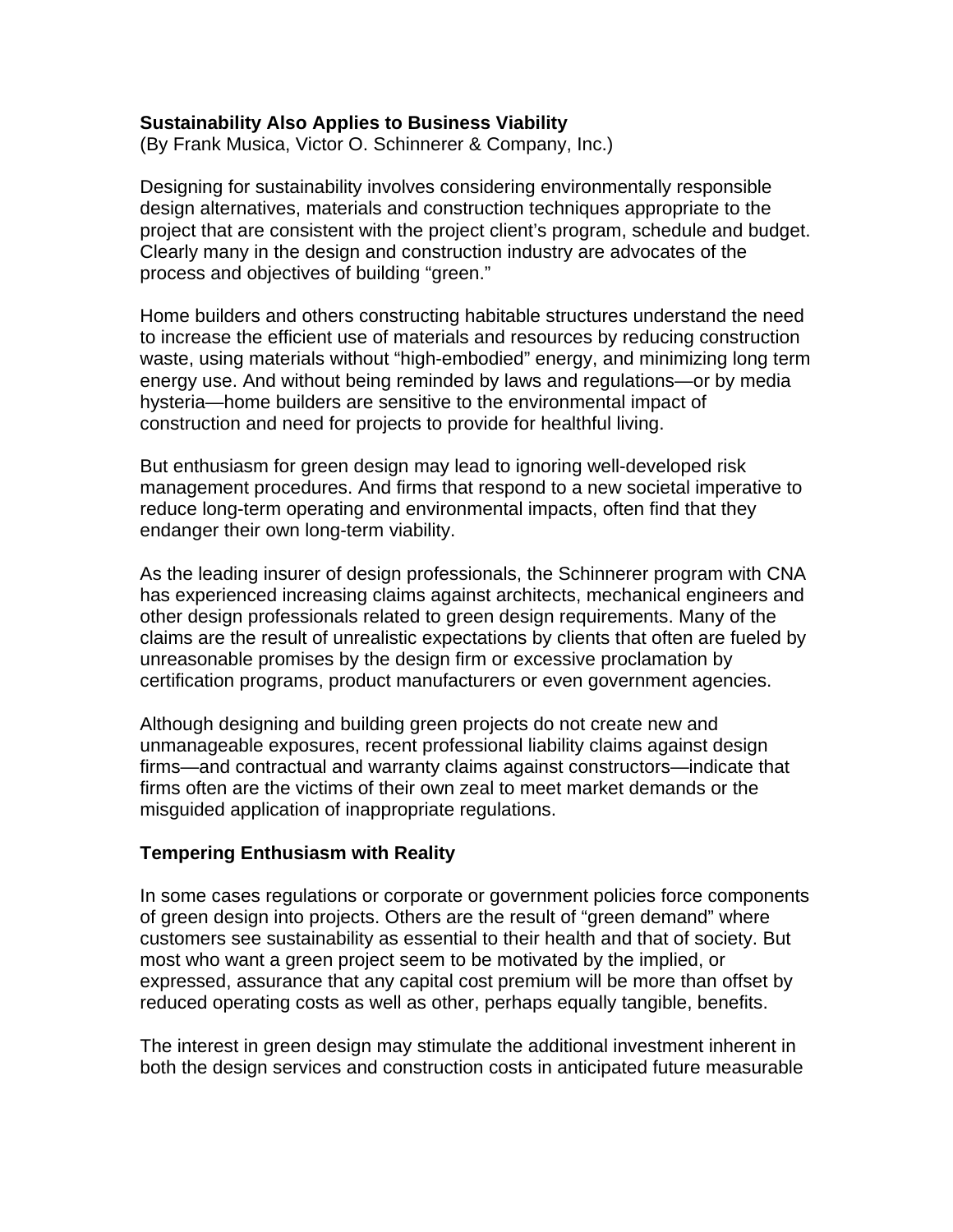# Sustainability Also Applies to Business Viability

(By Frank Musica, Victor O. Schinnerer & Company, Inc.)

Designing for sustainability involves considering environmentally responsible design alternatives, materials and construction techniques appropriate to the project that are consistent with the project client's program, schedule and budget. Clearly many in the design and construction industry are advocates of the process and objectives of building "green."

Home builders and others constructing habitable structures understand the need to increase the efficient use of materials and resources by reducing construction waste, using materials without "high-embodied" energy, and minimizing long term energy use. And without being reminded by laws and regulations—or by media hysteria—home builders are sensitive to the environmental impact of construction and need for projects to provide for healthful living.

But enthusiasm for green design may lead to ignoring well-developed risk management procedures. And firms that respond to a new societal imperative to reduce long-term operating and environmental impacts, often find that they endanger their own long-term viability.

As the leading insurer of design professionals, the Schinnerer program with CNA has experienced increasing claims against architects, mechanical engineers and other design professionals related to green design requirements. Many of the claims are the result of unrealistic expectations by clients that often are fueled by unreasonable promises by the design firm or excessive proclamation by certification programs, product manufacturers or even government agencies.

Although designing and building green projects do not create new and unmanageable exposures, recent professional liability claims against design firms—and contractual and warranty claims against constructors—indicate that firms often are the victims of their own zeal to meet market demands or the misguided application of inappropriate regulations.

## Tempering Enthusiasm with Reality

In some cases regulations or corporate or government policies force components of green design into projects. Others are the result of "green demand" where customers see sustainability as essential to their health and that of society. But most who want a green project seem to be motivated by the implied, or expressed, assurance that any capital cost premium will be more than offset by reduced operating costs as well as other, perhaps equally tangible, benefits.

The interest in green design may stimulate the additional investment inherent in both the design services and construction costs in anticipated future measurable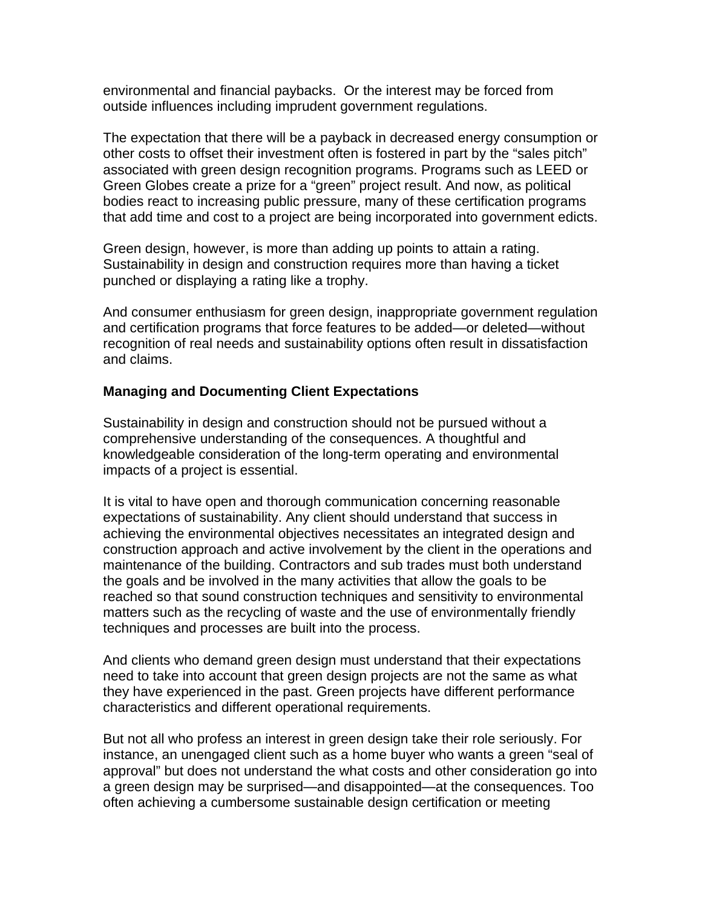environmental and financial paybacks.  Or the interest may be forced from outside influences including imprudent government regulations.

The expectation that there will be a payback in decreased energy consumption or other costs to offset their investment often is fostered in part by the "sales pitch" associated with green design recognition programs. Programs such as LEED or Green Globes create a prize for a "green" project result. And now, as political bodies react to increasing public pressure, many of these certification programs that add time and cost to a project are being incorporated into government edicts.

Green design, however, is more than adding up points to attain a rating. Sustainability in design and construction requires more than having a ticket punched or displaying a rating like a trophy.

And consumer enthusiasm for green design, inappropriate government regulation and certification programs that force features to be added—or deleted—without recognition of real needs and sustainability options often result in dissatisfaction and claims.

**Managing and Documenting Client Expectations**

Sustainability in design and construction should not be pursued without a comprehensive understanding of the consequences. A thoughtful and knowledgeable consideration of the long-term operating and environmental impacts of a project is essential.

It is vital to have open and thorough communication concerning reasonable expectations of sustainability. Any client should understand that success in achieving the environmental objectives necessitates an integrated design and construction approach and active involvement by the client in the operations and maintenance of the building. Contractors and sub trades must both understand the goals and be involved in the many activities that allow the goals to be reached so that sound construction techniques and sensitivity to environmental matters such as the recycling of waste and the use of environmentally friendly techniques and processes are built into the process.

And clients who demand green design must understand that their expectations need to take into account that green design projects are not the same as what they have experienced in the past. Green projects have different performance characteristics and different operational requirements.

But not all who profess an interest in green design take their role seriously. For instance, an unengaged client such as a home buyer who wants a green "seal of approval" but does not understand the what costs and other consideration go into a green design may be surprised—and disappointed—at the consequences. Too often achieving a cumbersome sustainable design certification or meeting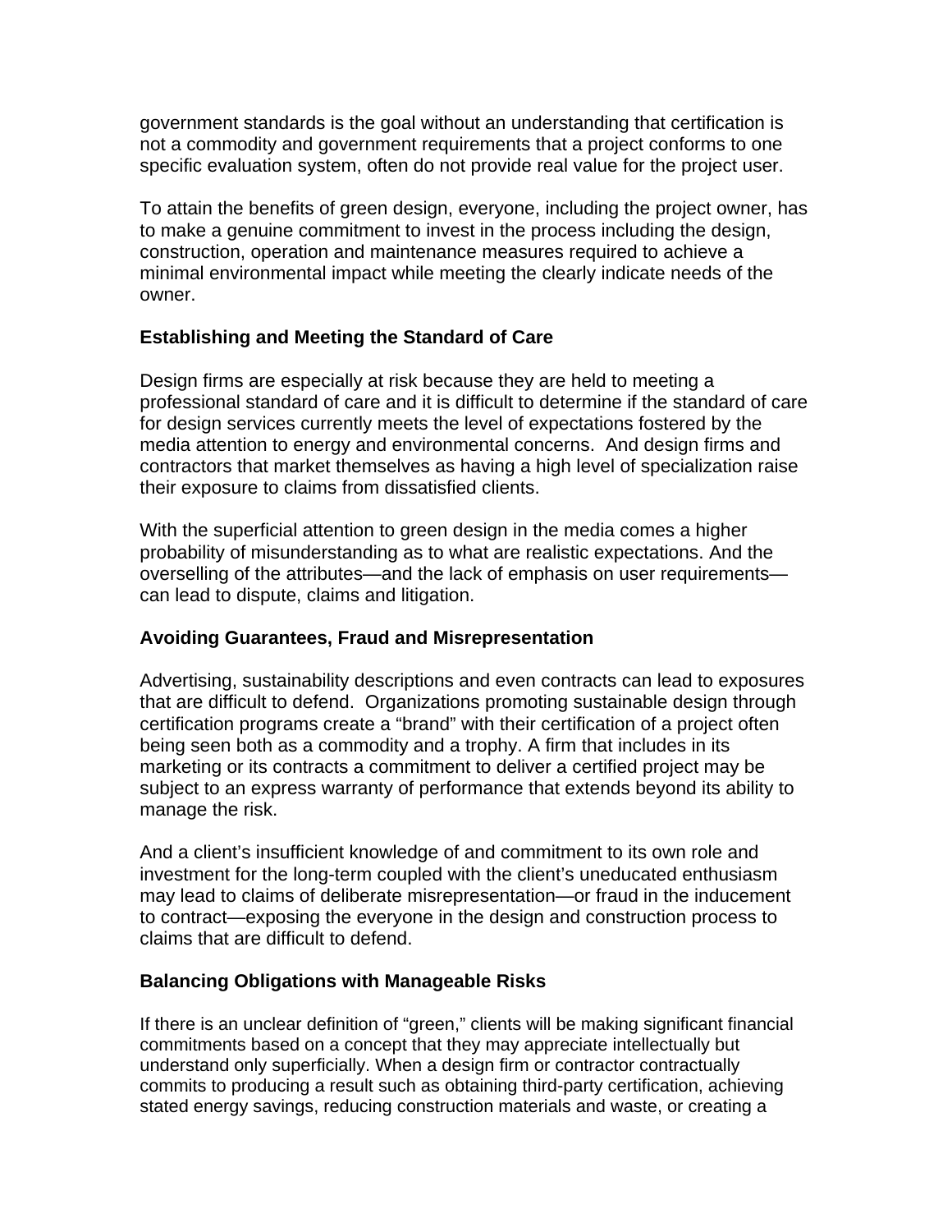government standards is the goal without an understanding that certification is not a commodity and government requirements that a project conforms to one specific evaluation system, often do not provide real value for the project user.

To attain the benefits of green design, everyone, including the project owner, has to make a genuine commitment to invest in the process including the design, construction, operation and maintenance measures required to achieve a minimal environmental impact while meeting the clearly indicate needs of the owner.

**Establishing and Meeting the Standard of Care**

Design firms are especially at risk because they are held to meeting a professional standard of care and it is difficult to determine if the standard of care for design services currently meets the level of expectations fostered by the media attention to energy and environmental concerns. And design firms and contractors that market themselves as having a high level of specialization raise their exposure to claims from dissatisfied clients.

With the superficial attention to green design in the media comes a higher probability of misunderstanding as to what are realistic expectations. And the overselling of the attributes—and the lack of emphasis on user requirements—can lead to dispute, claims and litigation.

**Avoiding Guarantees, Fraud and Misrepresentation**

Advertising, sustainability descriptions and even contracts can lead to exposures that are difficult to defend. Organizations promoting sustainable design through certification programs create a "brand" with their certification of a project often being seen both as a commodity and a trophy. A firm that includes in its marketing or its contracts a commitment to deliver a certified project may be subject to an express warranty of performance that extends beyond its ability to manage the risk.

And a client's insufficient knowledge of and commitment to its own role and investment for the long-term coupled with the client's uneducated enthusiasm may lead to claims of deliberate misrepresentation—or fraud in the inducement to contract—exposing the everyone in the design and construction process to claims that are difficult to defend.

**Balancing Obligations with Manageable Risks**

If there is an unclear definition of "green," clients will be making significant financial commitments based on a concept that they may appreciate intellectually but understand only superficially. When a design firm or contractor contractually commits to producing a result such as obtaining third-party certification, achieving stated energy savings, reducing construction materials and waste, or creating a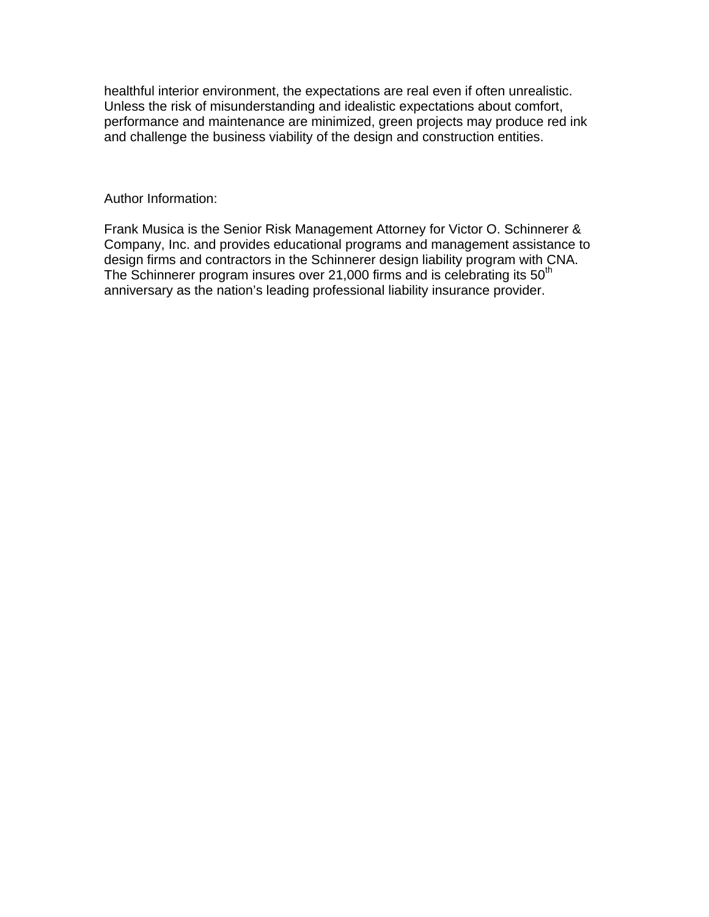healthful interior environment, the expectations are real even if often unrealistic. Unless the risk of misunderstanding and idealistic expectations about comfort, performance and maintenance are minimized, green projects may produce red ink and challenge the business viability of the design and construction entities.

Author Information:

Frank Musica is the Senior Risk Management Attorney for Victor O. Schinnerer & Company, Inc. and provides educational programs and management assistance to design firms and contractors in the Schinnerer design liability program with CNA. The Schinnerer program insures over 21,000 firms and is celebrating its 50th anniversary as the nation's leading professional liability insurance provider.